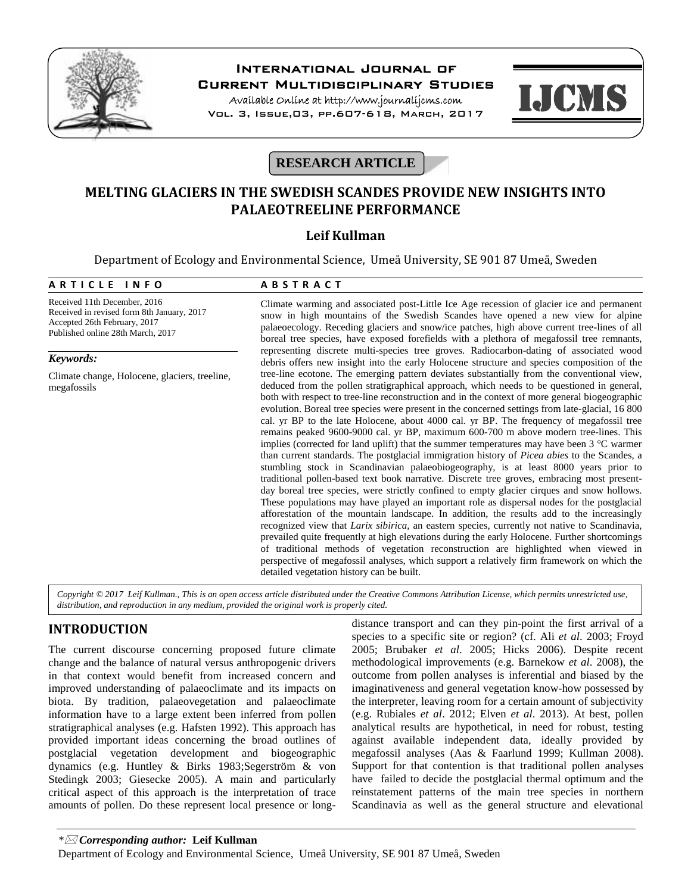# MELTING GLACIERS IN THE SWEDISH SCANDES PROVIDE NEW INSIGHTS INTO PALAEOTREELINE PERFORMANCE

**RESEARCH ARTICLE**

**Leif Kullman**

Department of Ecology and Environmental Science, Umeå University, SE 901 87 Umeå, Sweden

**ARTICLE INFO**

Received 11th December, 2016
Received in revised form 8th January, 2017
Accepted 26th February, 2017
Published online 28th March, 2017

***Keywords:***

Climate change, Holocene, glaciers, treeline, megafossils

**ABSTRACT**

Climate warming and associated post-Little Ice Age recession of glacier ice and permanent snow in high mountains of the Swedish Scandes have opened a new view for alpine palaeoecology. Receding glaciers and snow/ice patches, high above current tree-lines of all boreal tree species, have exposed forefields with a plethora of megafossil tree remnants, representing discrete multi-species tree groves. Radiocarbon-dating of associated wood debris offers new insight into the early Holocene structure and species composition of the tree-line ecotone. The emerging pattern deviates substantially from the conventional view, deduced from the pollen stratigraphical approach, which needs to be questioned in general, both with respect to tree-line reconstruction and in the context of more general biogeographic evolution. Boreal tree species were present in the concerned settings from late-glacial, 16 800 cal. yr BP to the late Holocene, about 4000 cal. yr BP. The frequency of megafossil tree remains peaked 9600-9000 cal. yr BP, maximum 600-700 m above modern tree-lines. This implies (corrected for land uplift) that the summer temperatures may have been 3 °C warmer than current standards. The postglacial immigration history of *Picea abies* to the Scandes, a stumbling stock in Scandinavian palaeobiogeography, is at least 8000 years prior to traditional pollen-based text book narrative. Discrete tree groves, embracing most present-day boreal tree species, were strictly confined to empty glacier cirques and snow hollows. These populations may have played an important role as dispersal nodes for the postglacial afforestation of the mountain landscape. In addition, the results add to the increasingly recognized view that *Larix sibirica*, an eastern species, currently not native to Scandinavia, prevailed quite frequently at high elevations during the early Holocene. Further shortcomings of traditional methods of vegetation reconstruction are highlighted when viewed in perspective of megafossil analyses, which support a relatively firm framework on which the detailed vegetation history can be built.

*Copyright © 2017 Leif Kullman., This is an open access article distributed under the Creative Commons Attribution License, which permits unrestricted use, distribution, and reproduction in any medium, provided the original work is properly cited.*

## INTRODUCTION

The current discourse concerning proposed future climate change and the balance of natural versus anthropogenic drivers in that context would benefit from increased concern and improved understanding of palaeoclimate and its impacts on biota. By tradition, palaeovegetation and palaeoclimate information have to a large extent been inferred from pollen stratigraphical analyses (e.g. Hafsten 1992). This approach has provided important ideas concerning the broad outlines of postglacial vegetation development and biogeographic dynamics (e.g. Huntley & Birks 1983;Segerström & von Stedingk 2003; Giesecke 2005). A main and particularly critical aspect of this approach is the interpretation of trace amounts of pollen. Do these represent local presence or long-distance transport and can they pin-point the first arrival of a species to a specific site or region? (cf. Ali *et al*. 2003; Froyd 2005; Brubaker *et al*. 2005; Hicks 2006). Despite recent methodological improvements (e.g. Barnekow *et al*. 2008), the outcome from pollen analyses is inferential and biased by the imaginativeness and general vegetation know-how possessed by the interpreter, leaving room for a certain amount of subjectivity (e.g. Rubiales *et al*. 2012; Elven *et al*. 2013). At best, pollen analytical results are hypothetical, in need for robust, testing against available independent data, ideally provided by megafossil analyses (Aas & Faarlund 1999; Kullman 2008). Support for that contention is that traditional pollen analyses have failed to decide the postglacial thermal optimum and the reinstatement patterns of the main tree species in northern Scandinavia as well as the general structure and elevational

*Corresponding author:* **Leif Kullman**
Department of Ecology and Environmental Science, Umeå University, SE 901 87 Umeå, Sweden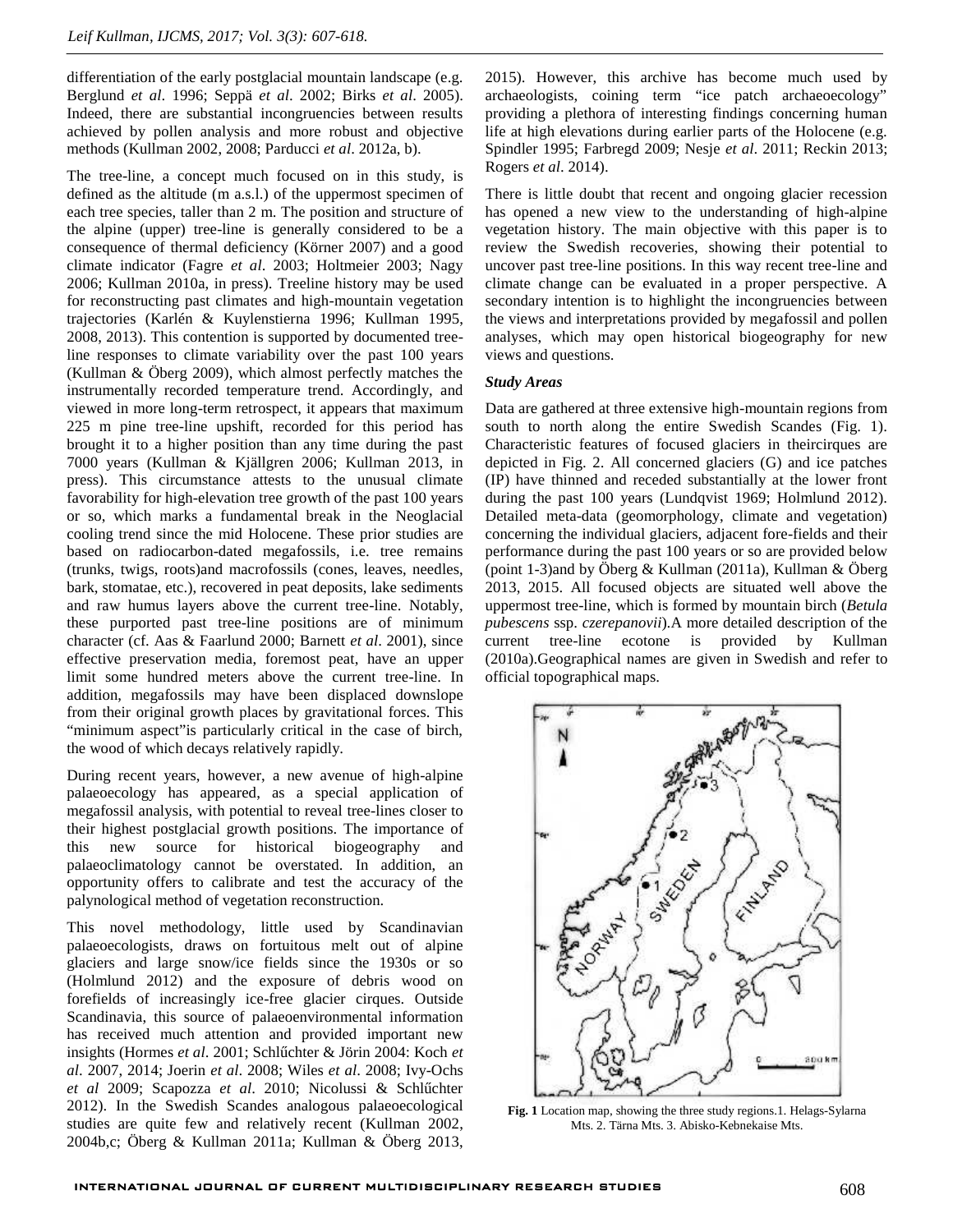differentiation of the early postglacial mountain landscape (e.g. Berglund *et al*. 1996; Seppä *et al*. 2002; Birks *et al*. 2005). Indeed, there are substantial incongruencies between results achieved by pollen analysis and more robust and objective methods (Kullman 2002, 2008; Parducci *et al*. 2012a, b).

The tree-line, a concept much focused on in this study, is defined as the altitude (m a.s.l.) of the uppermost specimen of each tree species, taller than 2 m. The position and structure of the alpine (upper) tree-line is generally considered to be a consequence of thermal deficiency (Körner 2007) and a good climate indicator (Fagre *et al*. 2003; Holtmeier 2003; Nagy 2006; Kullman 2010a, in press). Treeline history may be used for reconstructing past climates and high-mountain vegetation trajectories (Karlén & Kuylenstierna 1996; Kullman 1995, 2008, 2013). This contention is supported by documented tree-line responses to climate variability over the past 100 years (Kullman & Öberg 2009), which almost perfectly matches the instrumentally recorded temperature trend. Accordingly, and viewed in more long-term retrospect, it appears that maximum 225 m pine tree-line upshift, recorded for this period has brought it to a higher position than any time during the past 7000 years (Kullman & Kjällgren 2006; Kullman 2013, in press). This circumstance attests to the unusual climate favorability for high-elevation tree growth of the past 100 years or so, which marks a fundamental break in the Neoglacial cooling trend since the mid Holocene. These prior studies are based on radiocarbon-dated megafossils, i.e. tree remains (trunks, twigs, roots)and macrofossils (cones, leaves, needles, bark, stomatae, etc.), recovered in peat deposits, lake sediments and raw humus layers above the current tree-line. Notably, these purported past tree-line positions are of minimum character (cf. Aas & Faarlund 2000; Barnett *et al*. 2001), since effective preservation media, foremost peat, have an upper limit some hundred meters above the current tree-line. In addition, megafossils may have been displaced downslope from their original growth places by gravitational forces. This "minimum aspect"is particularly critical in the case of birch, the wood of which decays relatively rapidly.

During recent years, however, a new avenue of high-alpine palaeoecology has appeared, as a special application of megafossil analysis, with potential to reveal tree-lines closer to their highest postglacial growth positions. The importance of this new source for historical biogeography and palaeoclimatology cannot be overstated. In addition, an opportunity offers to calibrate and test the accuracy of the palynological method of vegetation reconstruction.

This novel methodology, little used by Scandinavian palaeoecologists, draws on fortuitous melt out of alpine glaciers and large snow/ice fields since the 1930s or so (Holmlund 2012) and the exposure of debris wood on forefields of increasingly ice-free glacier cirques. Outside Scandinavia, this source of palaeoenvironmental information has received much attention and provided important new insights (Hormes *et al*. 2001; Schlűchter & Jörin 2004: Koch *et al*. 2007, 2014; Joerin *et al*. 2008; Wiles *et al*. 2008; Ivy-Ochs *et al* 2009; Scapozza *et al*. 2010; Nicolussi & Schlűchter 2012). In the Swedish Scandes analogous palaeoecological studies are quite few and relatively recent (Kullman 2002, 2004b,c; Öberg & Kullman 2011a; Kullman & Öberg 2013, 2015). However, this archive has become much used by archaeologists, coining term "ice patch archaeoecology" providing a plethora of interesting findings concerning human life at high elevations during earlier parts of the Holocene (e.g. Spindler 1995; Farbregd 2009; Nesje *et al*. 2011; Reckin 2013; Rogers *et al*. 2014).

There is little doubt that recent and ongoing glacier recession has opened a new view to the understanding of high-alpine vegetation history. The main objective with this paper is to review the Swedish recoveries, showing their potential to uncover past tree-line positions. In this way recent tree-line and climate change can be evaluated in a proper perspective. A secondary intention is to highlight the incongruencies between the views and interpretations provided by megafossil and pollen analyses, which may open historical biogeography for new views and questions.

### *Study Areas*

Data are gathered at three extensive high-mountain regions from south to north along the entire Swedish Scandes (Fig. 1). Characteristic features of focused glaciers in theircirques are depicted in Fig. 2. All concerned glaciers (G) and ice patches (IP) have thinned and receded substantially at the lower front during the past 100 years (Lundqvist 1969; Holmlund 2012). Detailed meta-data (geomorphology, climate and vegetation) concerning the individual glaciers, adjacent fore-fields and their performance during the past 100 years or so are provided below (point 1-3)and by Öberg & Kullman (2011a), Kullman & Öberg 2013, 2015. All focused objects are situated well above the uppermost tree-line, which is formed by mountain birch (*Betula pubescens* ssp. *czerepanovii*).A more detailed description of the current tree-line ecotone is provided by Kullman (2010a).Geographical names are given in Swedish and refer to official topographical maps.

**Fig. 1** Location map, showing the three study regions.1. Helags-Sylarna Mts. 2. Tärna Mts. 3. Abisko-Kebnekaise Mts.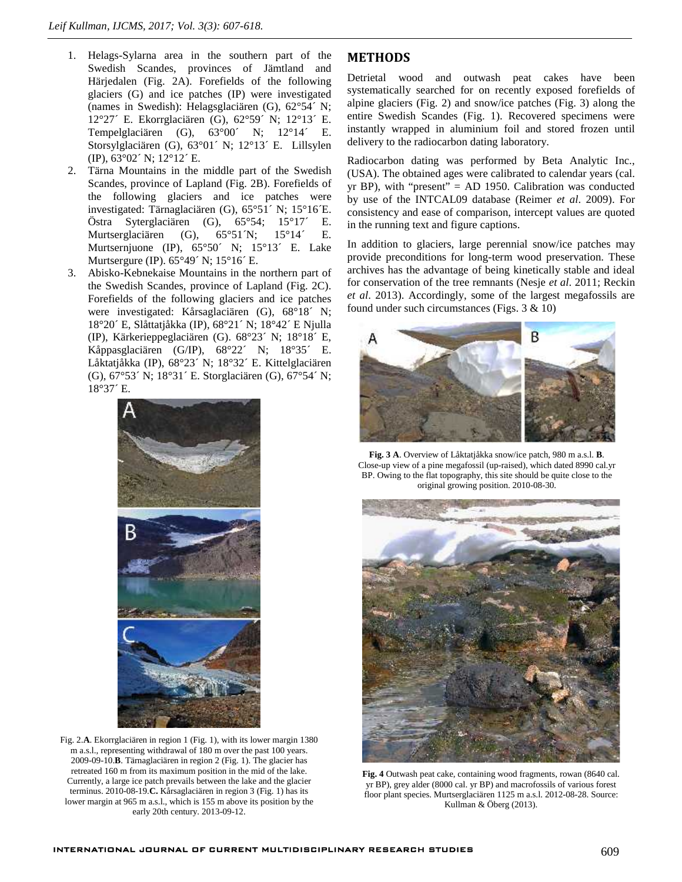1. Helags-Sylarna area in the southern part of the Swedish Scandes, provinces of Jämtland and Härjedalen (Fig. 2A). Forefields of the following glaciers (G) and ice patches (IP) were investigated (names in Swedish): Helagsglaciären (G), 62°54´ N; 12°27´ E. Ekorrglaciären (G), 62°59´ N; 12°13´ E. Tempelglaciären (G), 63°00´ N; 12°14´ E. Storsylglaciären (G), 63°01´ N; 12°13´ E. Lillsylen (IP), 63°02´ N; 12°12´ E.
2. Tärna Mountains in the middle part of the Swedish Scandes, province of Lapland (Fig. 2B). Forefields of the following glaciers and ice patches were investigated: Tärnaglaciären (G), 65°51´ N; 15°16´E. Östra Syterglaciären (G), 65°54; 15°17´ E. Murtserglaciären (G), 65°51´N; 15°14´ E. Murtsernjuone (IP), 65°50´ N; 15°13´ E. Lake Murtsergure (IP). 65°49´ N; 15°16´ E.
3. Abisko-Kebnekaise Mountains in the northern part of the Swedish Scandes, province of Lapland (Fig. 2C). Forefields of the following glaciers and ice patches were investigated: Kårsaglaciären (G), 68°18´ N; 18°20´ E, Slåttatjåkka (IP), 68°21´ N; 18°42´ E Njulla (IP), Kärkerieppeglaciären (G). 68°23´ N; 18°18´ E, Kåppasglaciären (G/IP), 68°22´ N; 18°35´ E. Låktatjåkka (IP), 68°23´ N; 18°32´ E. Kittelglaciären (G), 67°53´ N; 18°31´ E. Storglaciären (G), 67°54´ N; 18°37´ E.

Fig. 2.**A**. Ekorrglaciären in region 1 (Fig. 1), with its lower margin 1380 m a.s.l., representing withdrawal of 180 m over the past 100 years. 2009-09-10.**B**. Tärnaglaciären in region 2 (Fig. 1). The glacier has retreated 160 m from its maximum position in the mid of the lake. Currently, a large ice patch prevails between the lake and the glacier terminus. 2010-08-19.**C.** Kårsaglaciären in region 3 (Fig. 1) has its lower margin at 965 m a.s.l., which is 155 m above its position by the early 20th century. 2013-09-12.

## METHODS

Detrietal wood and outwash peat cakes have been systematically searched for on recently exposed forefields of alpine glaciers (Fig. 2) and snow/ice patches (Fig. 3) along the entire Swedish Scandes (Fig. 1). Recovered specimens were instantly wrapped in aluminium foil and stored frozen until delivery to the radiocarbon dating laboratory.

Radiocarbon dating was performed by Beta Analytic Inc., (USA). The obtained ages were calibrated to calendar years (cal. yr BP), with "present" = AD 1950. Calibration was conducted by use of the INTCAL09 database (Reimer *et al*. 2009). For consistency and ease of comparison, intercept values are quoted in the running text and figure captions.

In addition to glaciers, large perennial snow/ice patches may provide preconditions for long-term wood preservation. These archives has the advantage of being kinetically stable and ideal for conservation of the tree remnants (Nesje *et al*. 2011; Reckin *et al*. 2013). Accordingly, some of the largest megafossils are found under such circumstances (Figs. 3 & 10)

**Fig. 3 A**. Overview of Låktatjåkka snow/ice patch, 980 m a.s.l. **B**. Close-up view of a pine megafossil (up-raised), which dated 8990 cal.yr BP. Owing to the flat topography, this site should be quite close to the original growing position. 2010-08-30.

**Fig. 4** Outwash peat cake, containing wood fragments, rowan (8640 cal. yr BP), grey alder (8000 cal. yr BP) and macrofossils of various forest floor plant species. Murtserglaciären 1125 m a.s.l. 2012-08-28. Source: Kullman & Öberg (2013).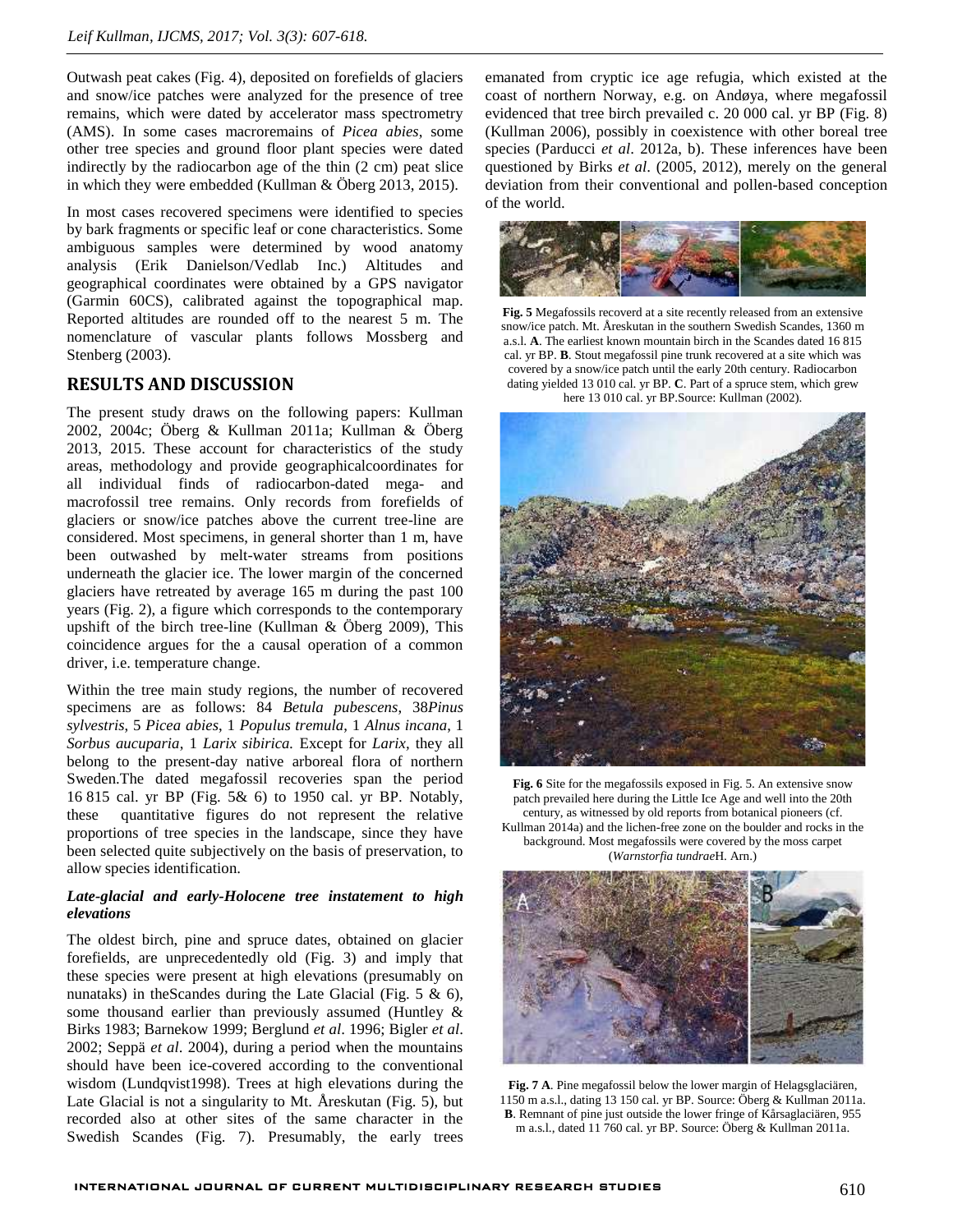Outwash peat cakes (Fig. 4), deposited on forefields of glaciers and snow/ice patches were analyzed for the presence of tree remains, which were dated by accelerator mass spectrometry (AMS). In some cases macroremains of *Picea abies*, some other tree species and ground floor plant species were dated indirectly by the radiocarbon age of the thin (2 cm) peat slice in which they were embedded (Kullman & Öberg 2013, 2015).

In most cases recovered specimens were identified to species by bark fragments or specific leaf or cone characteristics. Some ambiguous samples were determined by wood anatomy analysis (Erik Danielson/Vedlab Inc.) Altitudes and geographical coordinates were obtained by a GPS navigator (Garmin 60CS), calibrated against the topographical map. Reported altitudes are rounded off to the nearest 5 m. The nomenclature of vascular plants follows Mossberg and Stenberg (2003).

## RESULTS AND DISCUSSION

The present study draws on the following papers: Kullman 2002, 2004c; Öberg & Kullman 2011a; Kullman & Öberg 2013, 2015. These account for characteristics of the study areas, methodology and provide geographicalcoordinates for all individual finds of radiocarbon-dated mega- and macrofossil tree remains. Only records from forefields of glaciers or snow/ice patches above the current tree-line are considered. Most specimens, in general shorter than 1 m, have been outwashed by melt-water streams from positions underneath the glacier ice. The lower margin of the concerned glaciers have retreated by average 165 m during the past 100 years (Fig. 2), a figure which corresponds to the contemporary upshift of the birch tree-line (Kullman & Öberg 2009), This coincidence argues for the a causal operation of a common driver, i.e. temperature change.

Within the tree main study regions, the number of recovered specimens are as follows: 84 *Betula pubescens*, 38*Pinus sylvestris*, 5 *Picea abies*, 1 *Populus tremula*, 1 *Alnus incana*, 1 *Sorbus aucuparia*, 1 *Larix sibirica.* Except for *Larix*, they all belong to the present-day native arboreal flora of northern Sweden.The dated megafossil recoveries span the period 16 815 cal. yr BP (Fig. 5& 6) to 1950 cal. yr BP. Notably, these quantitative figures do not represent the relative proportions of tree species in the landscape, since they have been selected quite subjectively on the basis of preservation, to allow species identification.

### *Late-glacial and early-Holocene tree instatement to high elevations*

The oldest birch, pine and spruce dates, obtained on glacier forefields, are unprecedentedly old (Fig. 3) and imply that these species were present at high elevations (presumably on nunataks) in theScandes during the Late Glacial (Fig. 5 & 6), some thousand earlier than previously assumed (Huntley & Birks 1983; Barnekow 1999; Berglund *et al*. 1996; Bigler *et al*. 2002; Seppä *et al*. 2004), during a period when the mountains should have been ice-covered according to the conventional wisdom (Lundqvist1998). Trees at high elevations during the Late Glacial is not a singularity to Mt. Åreskutan (Fig. 5), but recorded also at other sites of the same character in the Swedish Scandes (Fig. 7). Presumably, the early trees emanated from cryptic ice age refugia, which existed at the coast of northern Norway, e.g. on Andøya, where megafossil evidenced that tree birch prevailed c. 20 000 cal. yr BP (Fig. 8) (Kullman 2006), possibly in coexistence with other boreal tree species (Parducci *et al*. 2012a, b). These inferences have been questioned by Birks *et al*. (2005, 2012), merely on the general deviation from their conventional and pollen-based conception of the world.

**Fig. 5** Megafossils recoverd at a site recently released from an extensive snow/ice patch. Mt. Åreskutan in the southern Swedish Scandes, 1360 m a.s.l. **A**. The earliest known mountain birch in the Scandes dated 16 815 cal. yr BP. **B**. Stout megafossil pine trunk recovered at a site which was covered by a snow/ice patch until the early 20th century. Radiocarbon dating yielded 13 010 cal. yr BP. **C**. Part of a spruce stem, which grew here 13 010 cal. yr BP.Source: Kullman (2002).

**Fig. 6** Site for the megafossils exposed in Fig. 5. An extensive snow patch prevailed here during the Little Ice Age and well into the 20th century, as witnessed by old reports from botanical pioneers (cf. Kullman 2014a) and the lichen-free zone on the boulder and rocks in the background. Most megafossils were covered by the moss carpet (*Warnstorfia tundrae*H. Arn.)

**Fig. 7 A**. Pine megafossil below the lower margin of Helagsglaciären, 1150 m a.s.l., dating 13 150 cal. yr BP. Source: Öberg & Kullman 2011a. **B**. Remnant of pine just outside the lower fringe of Kårsaglaciären, 955 m a.s.l., dated 11 760 cal. yr BP. Source: Öberg & Kullman 2011a.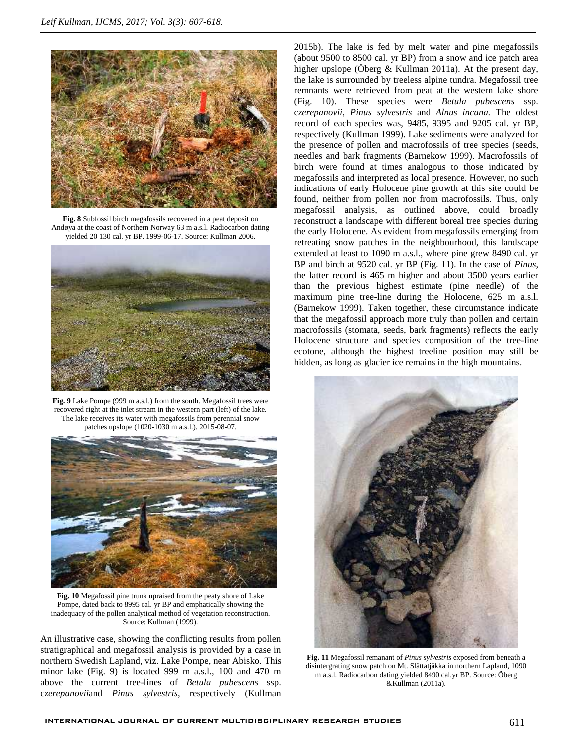**Fig. 8** Subfossil birch megafossils recovered in a peat deposit on Andøya at the coast of Northern Norway 63 m a.s.l. Radiocarbon dating yielded 20 130 cal. yr BP. 1999-06-17. Source: Kullman 2006.

**Fig. 9** Lake Pompe (999 m a.s.l.) from the south. Megafossil trees were recovered right at the inlet stream in the western part (left) of the lake. The lake receives its water with megafossils from perennial snow patches upslope (1020-1030 m a.s.l.). 2015-08-07.

**Fig. 10** Megafossil pine trunk upraised from the peaty shore of Lake Pompe, dated back to 8995 cal. yr BP and emphatically showing the inadequacy of the pollen analytical method of vegetation reconstruction. Source: Kullman (1999).

An illustrative case, showing the conflicting results from pollen stratigraphical and megafossil analysis is provided by a case in northern Swedish Lapland, viz. Lake Pompe, near Abisko. This minor lake (Fig. 9) is located 999 m a.s.l., 100 and 470 m above the current tree-lines of *Betula pubescens* ssp. c*zerepanovii*and *Pinus sylvestris*, respectively (Kullman 2015b). The lake is fed by melt water and pine megafossils (about 9500 to 8500 cal. yr BP) from a snow and ice patch area higher upslope (Öberg & Kullman 2011a). At the present day, the lake is surrounded by treeless alpine tundra. Megafossil tree remnants were retrieved from peat at the western lake shore (Fig. 10). These species were *Betula pubescens* ssp. c*zerepanovii*, *Pinus sylvestris* and *Alnus incana.* The oldest record of each species was, 9485, 9395 and 9205 cal. yr BP, respectively (Kullman 1999). Lake sediments were analyzed for the presence of pollen and macrofossils of tree species (seeds, needles and bark fragments) (Barnekow 1999). Macrofossils of birch were found at times analogous to those indicated by megafossils and interpreted as local presence. However, no such indications of early Holocene pine growth at this site could be found, neither from pollen nor from macrofossils. Thus, only megafossil analysis, as outlined above, could broadly reconstruct a landscape with different boreal tree species during the early Holocene. As evident from megafossils emerging from retreating snow patches in the neighbourhood, this landscape extended at least to 1090 m a.s.l., where pine grew 8490 cal. yr BP and birch at 9520 cal. yr BP (Fig. 11). In the case of *Pinus*, the latter record is 465 m higher and about 3500 years earlier than the previous highest estimate (pine needle) of the maximum pine tree-line during the Holocene, 625 m a.s.l. (Barnekow 1999). Taken together, these circumstance indicate that the megafossil approach more truly than pollen and certain macrofossils (stomata, seeds, bark fragments) reflects the early Holocene structure and species composition of the tree-line ecotone, although the highest treeline position may still be hidden, as long as glacier ice remains in the high mountains.

**Fig. 11** Megafossil remanant of *Pinus sylvestris* exposed from beneath a disintergrating snow patch on Mt. Slåttatjåkka in northern Lapland, 1090 m a.s.l. Radiocarbon dating yielded 8490 cal.yr BP. Source: Öberg &Kullman (2011a).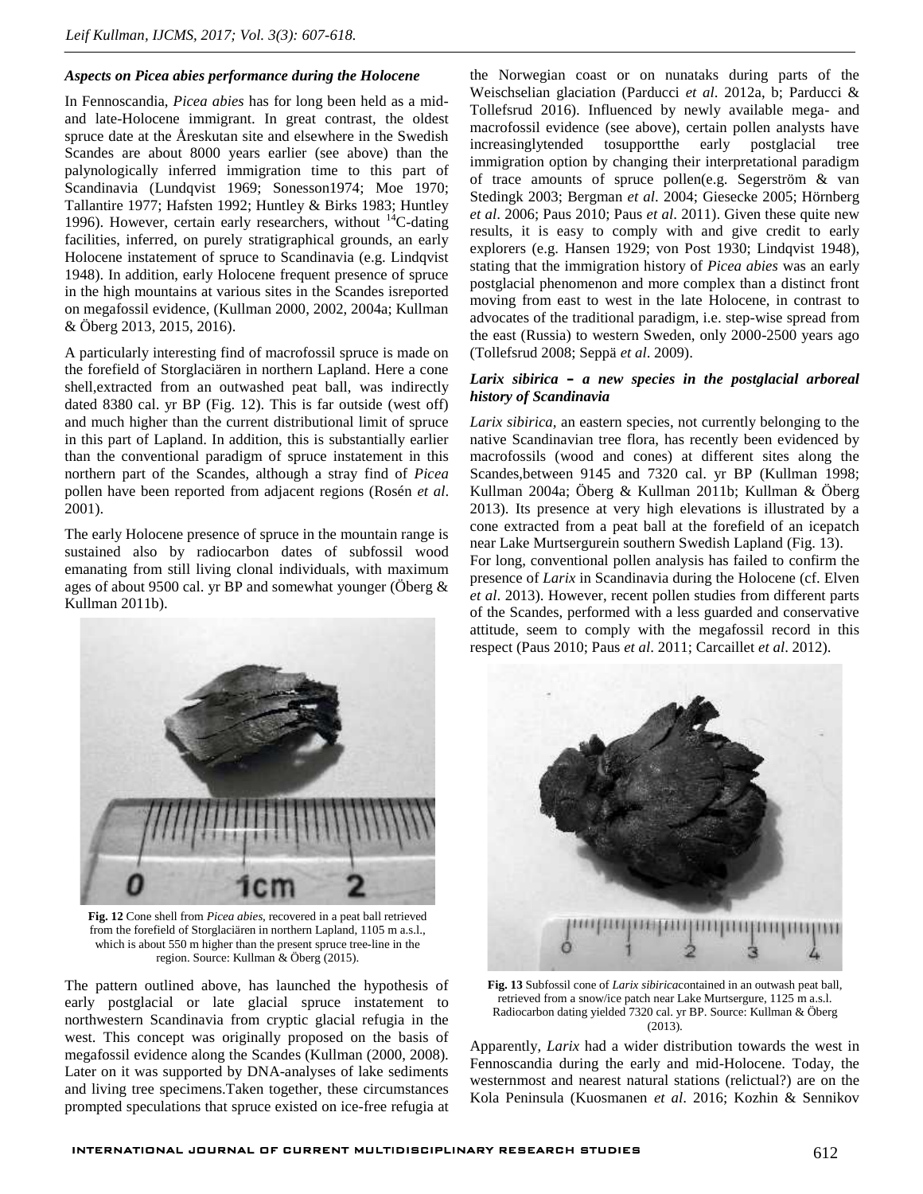### *Aspects on Picea abies performance during the Holocene*

In Fennoscandia, *Picea abies* has for long been held as a mid- and late-Holocene immigrant. In great contrast, the oldest spruce date at the Åreskutan site and elsewhere in the Swedish Scandes are about 8000 years earlier (see above) than the palynologically inferred immigration time to this part of Scandinavia (Lundqvist 1969; Sonesson1974; Moe 1970; Tallantire 1977; Hafsten 1992; Huntley & Birks 1983; Huntley 1996). However, certain early researchers, without $^{14}$C-dating facilities, inferred, on purely stratigraphical grounds, an early Holocene instatement of spruce to Scandinavia (e.g. Lindqvist 1948). In addition, early Holocene frequent presence of spruce in the high mountains at various sites in the Scandes isreported on megafossil evidence, (Kullman 2000, 2002, 2004a; Kullman & Öberg 2013, 2015, 2016).

A particularly interesting find of macrofossil spruce is made on the forefield of Storglaciären in northern Lapland. Here a cone shell,extracted from an outwashed peat ball, was indirectly dated 8380 cal. yr BP (Fig. 12). This is far outside (west off) and much higher than the current distributional limit of spruce in this part of Lapland. In addition, this is substantially earlier than the conventional paradigm of spruce instatement in this northern part of the Scandes, although a stray find of *Picea* pollen have been reported from adjacent regions (Rosén *et al*. 2001).

The early Holocene presence of spruce in the mountain range is sustained also by radiocarbon dates of subfossil wood emanating from still living clonal individuals, with maximum ages of about 9500 cal. yr BP and somewhat younger (Öberg & Kullman 2011b).

**Fig. 12** Cone shell from *Picea abies*, recovered in a peat ball retrieved from the forefield of Storglaciären in northern Lapland, 1105 m a.s.l., which is about 550 m higher than the present spruce tree-line in the region. Source: Kullman & Öberg (2015).

The pattern outlined above, has launched the hypothesis of early postglacial or late glacial spruce instatement to northwestern Scandinavia from cryptic glacial refugia in the west. This concept was originally proposed on the basis of megafossil evidence along the Scandes (Kullman (2000, 2008). Later on it was supported by DNA-analyses of lake sediments and living tree specimens.Taken together, these circumstances prompted speculations that spruce existed on ice-free refugia at the Norwegian coast or on nunataks during parts of the Weischselian glaciation (Parducci *et al*. 2012a, b; Parducci & Tollefsrud 2016). Influenced by newly available mega- and macrofossil evidence (see above), certain pollen analysts have increasinglytended tosupportthe early postglacial tree immigration option by changing their interpretational paradigm of trace amounts of spruce pollen(e.g. Segerström & van Stedingk 2003; Bergman *et al*. 2004; Giesecke 2005; Hörnberg *et al*. 2006; Paus 2010; Paus *et al*. 2011). Given these quite new results, it is easy to comply with and give credit to early explorers (e.g. Hansen 1929; von Post 1930; Lindqvist 1948), stating that the immigration history of *Picea abies* was an early postglacial phenomenon and more complex than a distinct front moving from east to west in the late Holocene, in contrast to advocates of the traditional paradigm, i.e. step-wise spread from the east (Russia) to western Sweden, only 2000-2500 years ago (Tollefsrud 2008; Seppä *et al*. 2009).

### *Larix sibirica – a new species in the postglacial arboreal history of Scandinavia*

*Larix sibirica*, an eastern species, not currently belonging to the native Scandinavian tree flora, has recently been evidenced by macrofossils (wood and cones) at different sites along the Scandes,between 9145 and 7320 cal. yr BP (Kullman 1998; Kullman 2004a; Öberg & Kullman 2011b; Kullman & Öberg 2013). Its presence at very high elevations is illustrated by a cone extracted from a peat ball at the forefield of an icepatch near Lake Murtsergurein southern Swedish Lapland (Fig. 13).

For long, conventional pollen analysis has failed to confirm the presence of *Larix* in Scandinavia during the Holocene (cf. Elven *et al*. 2013). However, recent pollen studies from different parts of the Scandes, performed with a less guarded and conservative attitude, seem to comply with the megafossil record in this respect (Paus 2010; Paus *et al*. 2011; Carcaillet *et al*. 2012).

**Fig. 13** Subfossil cone of *Larix sibirica*contained in an outwash peat ball, retrieved from a snow/ice patch near Lake Murtsergure, 1125 m a.s.l. Radiocarbon dating yielded 7320 cal. yr BP. Source: Kullman & Öberg (2013).

Apparently, *Larix* had a wider distribution towards the west in Fennoscandia during the early and mid-Holocene. Today, the westernmost and nearest natural stations (relictual?) are on the Kola Peninsula (Kuosmanen *et al*. 2016; Kozhin & Sennikov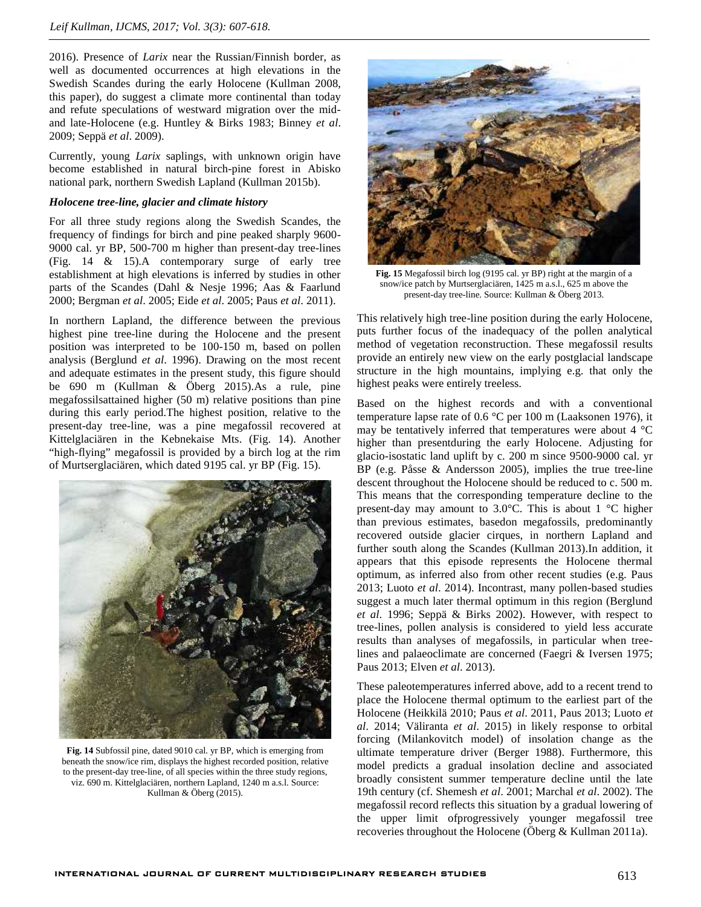2016). Presence of *Larix* near the Russian/Finnish border, as well as documented occurrences at high elevations in the Swedish Scandes during the early Holocene (Kullman 2008, this paper), do suggest a climate more continental than today and refute speculations of westward migration over the mid- and late-Holocene (e.g. Huntley & Birks 1983; Binney *et al*. 2009; Seppä *et al*. 2009).

Currently, young *Larix* saplings, with unknown origin have become established in natural birch-pine forest in Abisko national park, northern Swedish Lapland (Kullman 2015b).

### *Holocene tree-line, glacier and climate history*

For all three study regions along the Swedish Scandes, the frequency of findings for birch and pine peaked sharply 9600-9000 cal. yr BP, 500-700 m higher than present-day tree-lines (Fig. 14 & 15).A contemporary surge of early tree establishment at high elevations is inferred by studies in other parts of the Scandes (Dahl & Nesje 1996; Aas & Faarlund 2000; Bergman *et al*. 2005; Eide *et al*. 2005; Paus *et al*. 2011).

In northern Lapland, the difference between the previous highest pine tree-line during the Holocene and the present position was interpreted to be 100-150 m, based on pollen analysis (Berglund *et al*. 1996). Drawing on the most recent and adequate estimates in the present study, this figure should be 690 m (Kullman & Öberg 2015).As a rule, pine megafossilsattained higher (50 m) relative positions than pine during this early period.The highest position, relative to the present-day tree-line, was a pine megafossil recovered at Kittelglaciären in the Kebnekaise Mts. (Fig. 14). Another “high-flying” megafossil is provided by a birch log at the rim of Murtserglaciären, which dated 9195 cal. yr BP (Fig. 15).

**Fig. 14** Subfossil pine, dated 9010 cal. yr BP, which is emerging from beneath the snow/ice rim, displays the highest recorded position, relative to the present-day tree-line, of all species within the three study regions, viz. 690 m. Kittelglaciären, northern Lapland, 1240 m a.s.l. Source: Kullman & Öberg (2015).

**Fig. 15** Megafossil birch log (9195 cal. yr BP) right at the margin of a snow/ice patch by Murtserglaciären, 1425 m a.s.l., 625 m above the present-day tree-line. Source: Kullman & Öberg 2013.

This relatively high tree-line position during the early Holocene, puts further focus of the inadequacy of the pollen analytical method of vegetation reconstruction. These megafossil results provide an entirely new view on the early postglacial landscape structure in the high mountains, implying e.g. that only the highest peaks were entirely treeless.

Based on the highest records and with a conventional temperature lapse rate of 0.6 °C per 100 m (Laaksonen 1976), it may be tentatively inferred that temperatures were about 4 °C higher than presentduring the early Holocene. Adjusting for glacio-isostatic land uplift by c. 200 m since 9500-9000 cal. yr BP (e.g. Påsse & Andersson 2005), implies the true tree-line descent throughout the Holocene should be reduced to c. 500 m. This means that the corresponding temperature decline to the present-day may amount to 3.0°C. This is about 1 °C higher than previous estimates, basedon megafossils, predominantly recovered outside glacier cirques, in northern Lapland and further south along the Scandes (Kullman 2013).In addition, it appears that this episode represents the Holocene thermal optimum, as inferred also from other recent studies (e.g. Paus 2013; Luoto *et al*. 2014). Incontrast, many pollen-based studies suggest a much later thermal optimum in this region (Berglund *et al*. 1996; Seppä & Birks 2002). However, with respect to tree-lines, pollen analysis is considered to yield less accurate results than analyses of megafossils, in particular when tree-lines and palaeoclimate are concerned (Faegri & Iversen 1975; Paus 2013; Elven *et al*. 2013).

These paleotemperatures inferred above, add to a recent trend to place the Holocene thermal optimum to the earliest part of the Holocene (Heikkilä 2010; Paus *et al*. 2011, Paus 2013; Luoto *et al*. 2014; Väliranta *et al*. 2015) in likely response to orbital forcing (Milankovitch model) of insolation change as the ultimate temperature driver (Berger 1988). Furthermore, this model predicts a gradual insolation decline and associated broadly consistent summer temperature decline until the late 19th century (cf. Shemesh *et al*. 2001; Marchal *et al*. 2002). The megafossil record reflects this situation by a gradual lowering of the upper limit ofprogressively younger megafossil tree recoveries throughout the Holocene (Öberg & Kullman 2011a).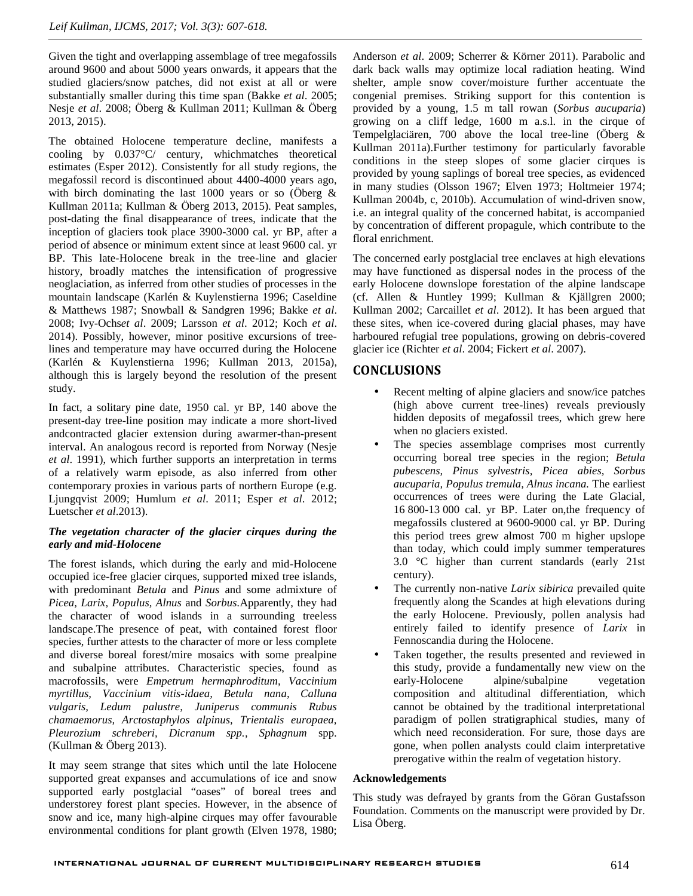Given the tight and overlapping assemblage of tree megafossils around 9600 and about 5000 years onwards, it appears that the studied glaciers/snow patches, did not exist at all or were substantially smaller during this time span (Bakke *et al*. 2005; Nesje *et al*. 2008; Öberg & Kullman 2011; Kullman & Öberg 2013, 2015).

The obtained Holocene temperature decline, manifests a cooling by 0.037°C/ century, whichmatches theoretical estimates (Esper 2012). Consistently for all study regions, the megafossil record is discontinued about 4400-4000 years ago, with birch dominating the last 1000 years or so (Öberg & Kullman 2011a; Kullman & Öberg 2013, 2015). Peat samples, post-dating the final disappearance of trees, indicate that the inception of glaciers took place 3900-3000 cal. yr BP, after a period of absence or minimum extent since at least 9600 cal. yr BP. This late-Holocene break in the tree-line and glacier history, broadly matches the intensification of progressive neoglaciation, as inferred from other studies of processes in the mountain landscape (Karlén & Kuylenstierna 1996; Caseldine & Matthews 1987; Snowball & Sandgren 1996; Bakke *et al*. 2008; Ivy-Ochs*et al*. 2009; Larsson *et al*. 2012; Koch *et al*. 2014). Possibly, however, minor positive excursions of tree-lines and temperature may have occurred during the Holocene (Karlén & Kuylenstierna 1996; Kullman 2013, 2015a), although this is largely beyond the resolution of the present study.

In fact, a solitary pine date, 1950 cal. yr BP, 140 above the present-day tree-line position may indicate a more short-lived andcontracted glacier extension during awarmer-than-present interval. An analogous record is reported from Norway (Nesje *et al*. 1991), which further supports an interpretation in terms of a relatively warm episode, as also inferred from other contemporary proxies in various parts of northern Europe (e.g. Ljungqvist 2009; Humlum *et al*. 2011; Esper *et al*. 2012; Luetscher *et al*.2013).

### *The vegetation character of the glacier cirques during the early and mid-Holocene*

The forest islands, which during the early and mid-Holocene occupied ice-free glacier cirques, supported mixed tree islands, with predominant *Betula* and *Pinus* and some admixture of *Picea, Larix, Populus, Alnus* and *Sorbus*.Apparently, they had the character of wood islands in a surrounding treeless landscape.The presence of peat, with contained forest floor species, further attests to the character of more or less complete and diverse boreal forest/mire mosaics with some prealpine and subalpine attributes. Characteristic species, found as macrofossils, were *Empetrum hermaphroditum, Vaccinium myrtillus, Vaccinium vitis-idaea, Betula nana, Calluna vulgaris, Ledum palustre, Juniperus communis Rubus chamaemorus, Arctostaphylos alpinus, Trientalis europaea, Pleurozium schreberi, Dicranum spp., Sphagnum* spp. (Kullman & Öberg 2013).

It may seem strange that sites which until the late Holocene supported great expanses and accumulations of ice and snow supported early postglacial "oases" of boreal trees and understorey forest plant species. However, in the absence of snow and ice, many high-alpine cirques may offer favourable environmental conditions for plant growth (Elven 1978, 1980; Anderson *et al*. 2009; Scherrer & Körner 2011). Parabolic and dark back walls may optimize local radiation heating. Wind shelter, ample snow cover/moisture further accentuate the congenial premises. Striking support for this contention is provided by a young, 1.5 m tall rowan (*Sorbus aucuparia*) growing on a cliff ledge, 1600 m a.s.l. in the cirque of Tempelglaciären, 700 above the local tree-line (Öberg & Kullman 2011a).Further testimony for particularly favorable conditions in the steep slopes of some glacier cirques is provided by young saplings of boreal tree species, as evidenced in many studies (Olsson 1967; Elven 1973; Holtmeier 1974; Kullman 2004b, c, 2010b). Accumulation of wind-driven snow, i.e. an integral quality of the concerned habitat, is accompanied by concentration of different propagule, which contribute to the floral enrichment.

The concerned early postglacial tree enclaves at high elevations may have functioned as dispersal nodes in the process of the early Holocene downslope forestation of the alpine landscape (cf. Allen & Huntley 1999; Kullman & Kjällgren 2000; Kullman 2002; Carcaillet *et al*. 2012). It has been argued that these sites, when ice-covered during glacial phases, may have harboured refugial tree populations, growing on debris-covered glacier ice (Richter *et al*. 2004; Fickert *et al*. 2007).

## CONCLUSIONS

- Recent melting of alpine glaciers and snow/ice patches (high above current tree-lines) reveals previously hidden deposits of megafossil trees, which grew here when no glaciers existed.
- The species assemblage comprises most currently occurring boreal tree species in the region; *Betula pubescens, Pinus sylvestris, Picea abies, Sorbus aucuparia, Populus tremula, Alnus incana.* The earliest occurrences of trees were during the Late Glacial, 16 800-13 000 cal. yr BP. Later on,the frequency of megafossils clustered at 9600-9000 cal. yr BP. During this period trees grew almost 700 m higher upslope than today, which could imply summer temperatures 3.0 °C higher than current standards (early 21st century).
- The currently non-native *Larix sibirica* prevailed quite frequently along the Scandes at high elevations during the early Holocene. Previously, pollen analysis had entirely failed to identify presence of *Larix* in Fennoscandia during the Holocene.
- Taken together, the results presented and reviewed in this study, provide a fundamentally new view on the early-Holocene alpine/subalpine vegetation composition and altitudinal differentiation, which cannot be obtained by the traditional interpretational paradigm of pollen stratigraphical studies, many of which need reconsideration. For sure, those days are gone, when pollen analysts could claim interpretative prerogative within the realm of vegetation history.

**Acknowledgements**

This study was defrayed by grants from the Göran Gustafsson Foundation. Comments on the manuscript were provided by Dr. Lisa Öberg.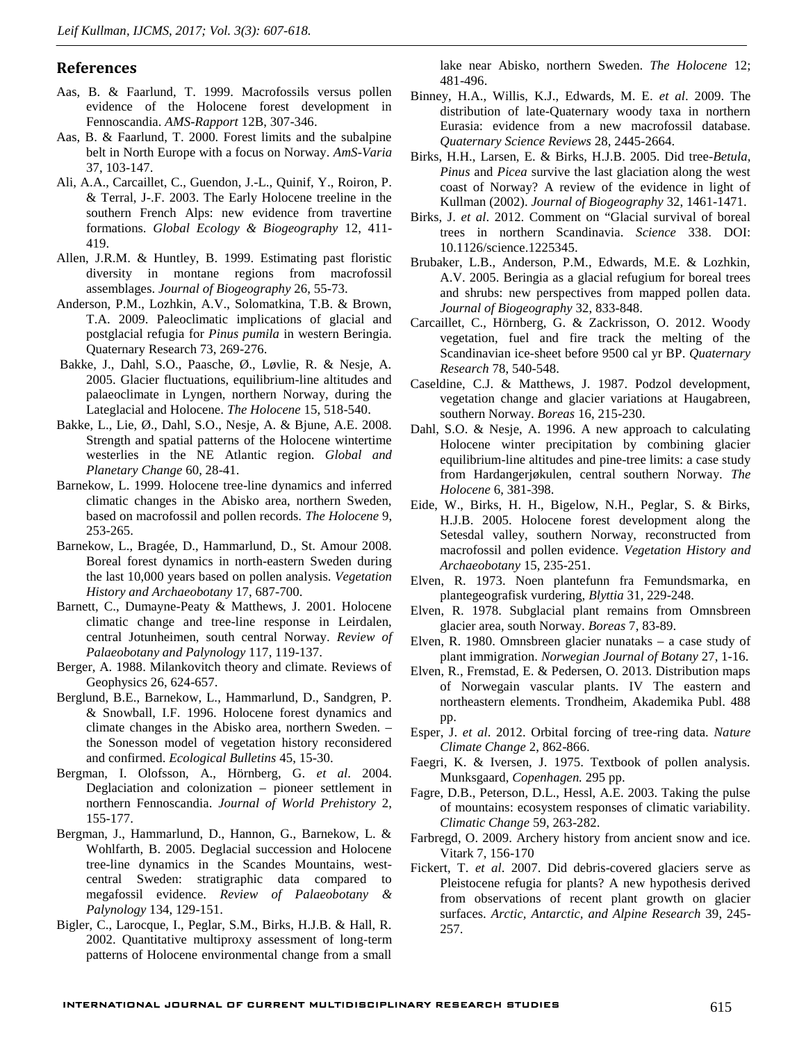## References

Aas, B. & Faarlund, T. 1999. Macrofossils versus pollen evidence of the Holocene forest development in Fennoscandia. *AMS-Rapport* 12B, 307-346.

Aas, B. & Faarlund, T. 2000. Forest limits and the subalpine belt in North Europe with a focus on Norway. *AmS-Varia* 37, 103-147.

Ali, A.A., Carcaillet, C., Guendon, J.-L., Quinif, Y., Roiron, P. & Terral, J-.F. 2003. The Early Holocene treeline in the southern French Alps: new evidence from travertine formations. *Global Ecology & Biogeography* 12, 411-419.

Allen, J.R.M. & Huntley, B. 1999. Estimating past floristic diversity in montane regions from macrofossil assemblages. *Journal of Biogeography* 26, 55-73.

Anderson, P.M., Lozhkin, A.V., Solomatkina, T.B. & Brown, T.A. 2009. Paleoclimatic implications of glacial and postglacial refugia for *Pinus pumila* in western Beringia. Quaternary Research 73, 269-276.

Bakke, J., Dahl, S.O., Paasche, Ø., Løvlie, R. & Nesje, A. 2005. Glacier fluctuations, equilibrium-line altitudes and palaeoclimate in Lyngen, northern Norway, during the Lateglacial and Holocene. *The Holocene* 15, 518-540.

Bakke, L., Lie, Ø., Dahl, S.O., Nesje, A. & Bjune, A.E. 2008. Strength and spatial patterns of the Holocene wintertime westerlies in the NE Atlantic region. *Global and Planetary Change* 60, 28-41.

Barnekow, L. 1999. Holocene tree-line dynamics and inferred climatic changes in the Abisko area, northern Sweden, based on macrofossil and pollen records. *The Holocene* 9, 253-265.

Barnekow, L., Bragée, D., Hammarlund, D., St. Amour 2008. Boreal forest dynamics in north-eastern Sweden during the last 10,000 years based on pollen analysis. *Vegetation History and Archaeobotany* 17, 687-700.

Barnett, C., Dumayne-Peaty & Matthews, J. 2001. Holocene climatic change and tree-line response in Leirdalen, central Jotunheimen, south central Norway. *Review of Palaeobotany and Palynology* 117, 119-137.

Berger, A. 1988. Milankovitch theory and climate. Reviews of Geophysics 26, 624-657.

Berglund, B.E., Barnekow, L., Hammarlund, D., Sandgren, P. & Snowball, I.F. 1996. Holocene forest dynamics and climate changes in the Abisko area, northern Sweden. – the Sonesson model of vegetation history reconsidered and confirmed. *Ecological Bulletins* 45, 15-30.

Bergman, I. Olofsson, A., Hörnberg, G. *et al*. 2004. Deglaciation and colonization – pioneer settlement in northern Fennoscandia. *Journal of World Prehistory* 2, 155-177.

Bergman, J., Hammarlund, D., Hannon, G., Barnekow, L. & Wohlfarth, B. 2005. Deglacial succession and Holocene tree-line dynamics in the Scandes Mountains, west-central Sweden: stratigraphic data compared to megafossil evidence. *Review of Palaeobotany & Palynology* 134, 129-151.

Bigler, C., Larocque, I., Peglar, S.M., Birks, H.J.B. & Hall, R. 2002. Quantitative multiproxy assessment of long-term patterns of Holocene environmental change from a small lake near Abisko, northern Sweden. *The Holocene* 12; 481-496.

Binney, H.A., Willis, K.J., Edwards, M. E. *et al*. 2009. The distribution of late-Quaternary woody taxa in northern Eurasia: evidence from a new macrofossil database. *Quaternary Science Reviews* 28, 2445-2664.

Birks, H.H., Larsen, E. & Birks, H.J.B. 2005. Did tree-*Betula*, *Pinus* and *Picea* survive the last glaciation along the west coast of Norway? A review of the evidence in light of Kullman (2002). *Journal of Biogeography* 32, 1461-1471.

Birks, J. *et al*. 2012. Comment on "Glacial survival of boreal trees in northern Scandinavia. *Science* 338. DOI: 10.1126/science.1225345.

Brubaker, L.B., Anderson, P.M., Edwards, M.E. & Lozhkin, A.V. 2005. Beringia as a glacial refugium for boreal trees and shrubs: new perspectives from mapped pollen data. *Journal of Biogeography* 32, 833-848.

Carcaillet, C., Hörnberg, G. & Zackrisson, O. 2012. Woody vegetation, fuel and fire track the melting of the Scandinavian ice-sheet before 9500 cal yr BP. *Quaternary Research* 78, 540-548.

Caseldine, C.J. & Matthews, J. 1987. Podzol development, vegetation change and glacier variations at Haugabreen, southern Norway. *Boreas* 16, 215-230.

Dahl, S.O. & Nesje, A. 1996. A new approach to calculating Holocene winter precipitation by combining glacier equilibrium-line altitudes and pine-tree limits: a case study from Hardangerjøkulen, central southern Norway. *The Holocene* 6, 381-398.

Eide, W., Birks, H. H., Bigelow, N.H., Peglar, S. & Birks, H.J.B. 2005. Holocene forest development along the Setesdal valley, southern Norway, reconstructed from macrofossil and pollen evidence. *Vegetation History and Archaeobotany* 15, 235-251.

Elven, R. 1973. Noen plantefunn fra Femundsmarka, en plantegeografisk vurdering, *Blyttia* 31, 229-248.

Elven, R. 1978. Subglacial plant remains from Omnsbreen glacier area, south Norway. *Boreas* 7, 83-89.

Elven, R. 1980. Omnsbreen glacier nunataks – a case study of plant immigration. *Norwegian Journal of Botany* 27, 1-16.

Elven, R., Fremstad, E. & Pedersen, O. 2013. Distribution maps of Norwegain vascular plants. IV The eastern and northeastern elements. Trondheim, Akademika Publ. 488 pp.

Esper, J. *et al*. 2012. Orbital forcing of tree-ring data. *Nature Climate Change* 2, 862-866.

Faegri, K. & Iversen, J. 1975. Textbook of pollen analysis. Munksgaard, *Copenhagen.* 295 pp.

Fagre, D.B., Peterson, D.L., Hessl, A.E. 2003. Taking the pulse of mountains: ecosystem responses of climatic variability. *Climatic Change* 59, 263-282.

Farbregd, O. 2009. Archery history from ancient snow and ice. Vitark 7, 156-170

Fickert, T. *et al*. 2007. Did debris-covered glaciers serve as Pleistocene refugia for plants? A new hypothesis derived from observations of recent plant growth on glacier surfaces. *Arctic, Antarctic, and Alpine Research* 39, 245-257.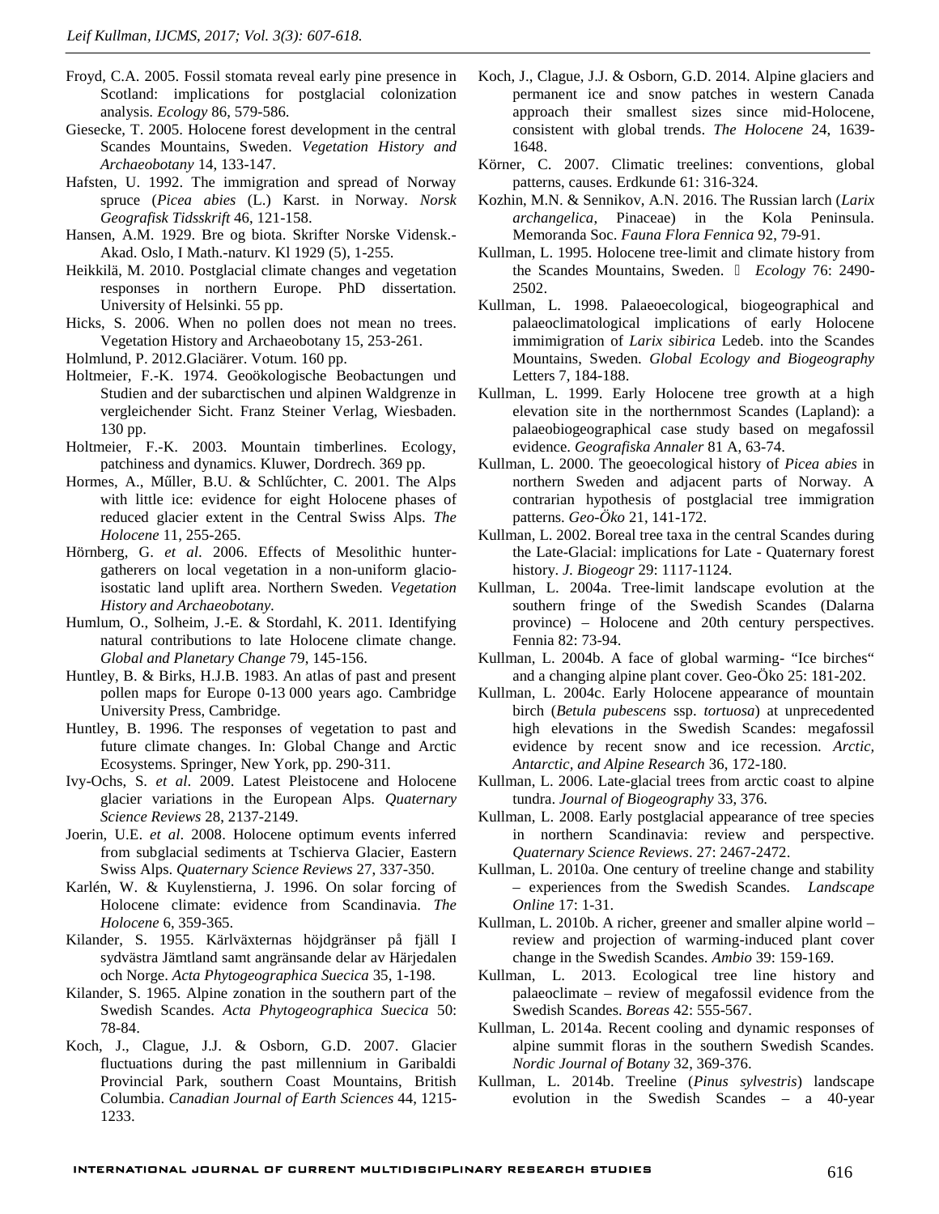Froyd, C.A. 2005. Fossil stomata reveal early pine presence in Scotland: implications for postglacial colonization analysis. *Ecology* 86, 579-586.

Giesecke, T. 2005. Holocene forest development in the central Scandes Mountains, Sweden. *Vegetation History and Archaeobotany* 14, 133-147.

Hafsten, U. 1992. The immigration and spread of Norway spruce (*Picea abies* (L.) Karst. in Norway. *Norsk Geografisk Tidsskrift* 46, 121-158.

Hansen, A.M. 1929. Bre og biota. Skrifter Norske Vidensk.-Akad. Oslo, I Math.-naturv. Kl 1929 (5), 1-255.

Heikkilä, M. 2010. Postglacial climate changes and vegetation responses in northern Europe. PhD dissertation. University of Helsinki. 55 pp.

Hicks, S. 2006. When no pollen does not mean no trees. Vegetation History and Archaeobotany 15, 253-261.

Holmlund, P. 2012.Glaciärer. Votum. 160 pp.

Holtmeier, F.-K. 1974. Geoökologische Beobactungen und Studien and der subarctischen und alpinen Waldgrenze in vergleichender Sicht. Franz Steiner Verlag, Wiesbaden. 130 pp.

Holtmeier, F.-K. 2003. Mountain timberlines. Ecology, patchiness and dynamics. Kluwer, Dordrech. 369 pp.

Hormes, A., Műller, B.U. & Schlűchter, C. 2001. The Alps with little ice: evidence for eight Holocene phases of reduced glacier extent in the Central Swiss Alps. *The Holocene* 11, 255-265.

Hörnberg, G. *et al*. 2006. Effects of Mesolithic hunter-gatherers on local vegetation in a non-uniform glacio-isostatic land uplift area. Northern Sweden. *Vegetation History and Archaeobotany*.

Humlum, O., Solheim, J.-E. & Stordahl, K. 2011. Identifying natural contributions to late Holocene climate change. *Global and Planetary Change* 79, 145-156.

Huntley, B. & Birks, H.J.B. 1983. An atlas of past and present pollen maps for Europe 0-13 000 years ago. Cambridge University Press, Cambridge.

Huntley, B. 1996. The responses of vegetation to past and future climate changes. In: Global Change and Arctic Ecosystems. Springer, New York, pp. 290-311.

Ivy-Ochs, S. *et al*. 2009. Latest Pleistocene and Holocene glacier variations in the European Alps. *Quaternary Science Reviews* 28, 2137-2149.

Joerin, U.E. *et al*. 2008. Holocene optimum events inferred from subglacial sediments at Tschierva Glacier, Eastern Swiss Alps. *Quaternary Science Reviews* 27, 337-350.

Karlén, W. & Kuylenstierna, J. 1996. On solar forcing of Holocene climate: evidence from Scandinavia. *The Holocene* 6, 359-365.

Kilander, S. 1955. Kärlväxternas höjdgränser på fjäll I sydvästra Jämtland samt angränsande delar av Härjedalen och Norge. *Acta Phytogeographica Suecica* 35, 1-198.

Kilander, S. 1965. Alpine zonation in the southern part of the Swedish Scandes. *Acta Phytogeographica Suecica* 50: 78-84.

Koch, J., Clague, J.J. & Osborn, G.D. 2007. Glacier fluctuations during the past millennium in Garibaldi Provincial Park, southern Coast Mountains, British Columbia. *Canadian Journal of Earth Sciences* 44, 1215-1233.

Koch, J., Clague, J.J. & Osborn, G.D. 2014. Alpine glaciers and permanent ice and snow patches in western Canada approach their smallest sizes since mid-Holocene, consistent with global trends. *The Holocene* 24, 1639-1648.

Körner, C. 2007. Climatic treelines: conventions, global patterns, causes. Erdkunde 61: 316-324.

Kozhin, M.N. & Sennikov, A.N. 2016. The Russian larch (*Larix archangelica*, Pinaceae) in the Kola Peninsula. Memoranda Soc. *Fauna Flora Fennica* 92, 79-91.

Kullman, L. 1995. Holocene tree-limit and climate history from the Scandes Mountains, Sweden.  *Ecology* 76: 2490-2502.

Kullman, L. 1998. Palaeoecological, biogeographical and palaeoclimatological implications of early Holocene immimigration of *Larix sibirica* Ledeb. into the Scandes Mountains, Sweden. *Global Ecology and Biogeography* Letters 7, 184-188.

Kullman, L. 1999. Early Holocene tree growth at a high elevation site in the northernmost Scandes (Lapland): a palaeobiogeographical case study based on megafossil evidence. *Geografiska Annaler* 81 A, 63-74.

Kullman, L. 2000. The geoecological history of *Picea abies* in northern Sweden and adjacent parts of Norway. A contrarian hypothesis of postglacial tree immigration patterns. *Geo-Öko* 21, 141-172.

Kullman, L. 2002. Boreal tree taxa in the central Scandes during the Late-Glacial: implications for Late - Quaternary forest history. *J. Biogeogr* 29: 1117-1124.

Kullman, L. 2004a. Tree-limit landscape evolution at the southern fringe of the Swedish Scandes (Dalarna province) – Holocene and 20th century perspectives. Fennia 82: 73-94.

Kullman, L. 2004b. A face of global warming- "Ice birches" and a changing alpine plant cover. Geo-Öko 25: 181-202.

Kullman, L. 2004c. Early Holocene appearance of mountain birch (*Betula pubescens* ssp. *tortuosa*) at unprecedented high elevations in the Swedish Scandes: megafossil evidence by recent snow and ice recession. *Arctic, Antarctic, and Alpine Research* 36, 172-180.

Kullman, L. 2006. Late-glacial trees from arctic coast to alpine tundra. *Journal of Biogeography* 33, 376.

Kullman, L. 2008. Early postglacial appearance of tree species in northern Scandinavia: review and perspective. *Quaternary Science Reviews*. 27: 2467-2472.

Kullman, L. 2010a. One century of treeline change and stability – experiences from the Swedish Scandes. *Landscape Online* 17: 1-31.

Kullman, L. 2010b. A richer, greener and smaller alpine world – review and projection of warming-induced plant cover change in the Swedish Scandes. *Ambio* 39: 159-169.

Kullman, L. 2013. Ecological tree line history and palaeoclimate – review of megafossil evidence from the Swedish Scandes. *Boreas* 42: 555-567.

Kullman, L. 2014a. Recent cooling and dynamic responses of alpine summit floras in the southern Swedish Scandes. *Nordic Journal of Botany* 32, 369-376.

Kullman, L. 2014b. Treeline (*Pinus sylvestris*) landscape evolution in the Swedish Scandes – a 40-year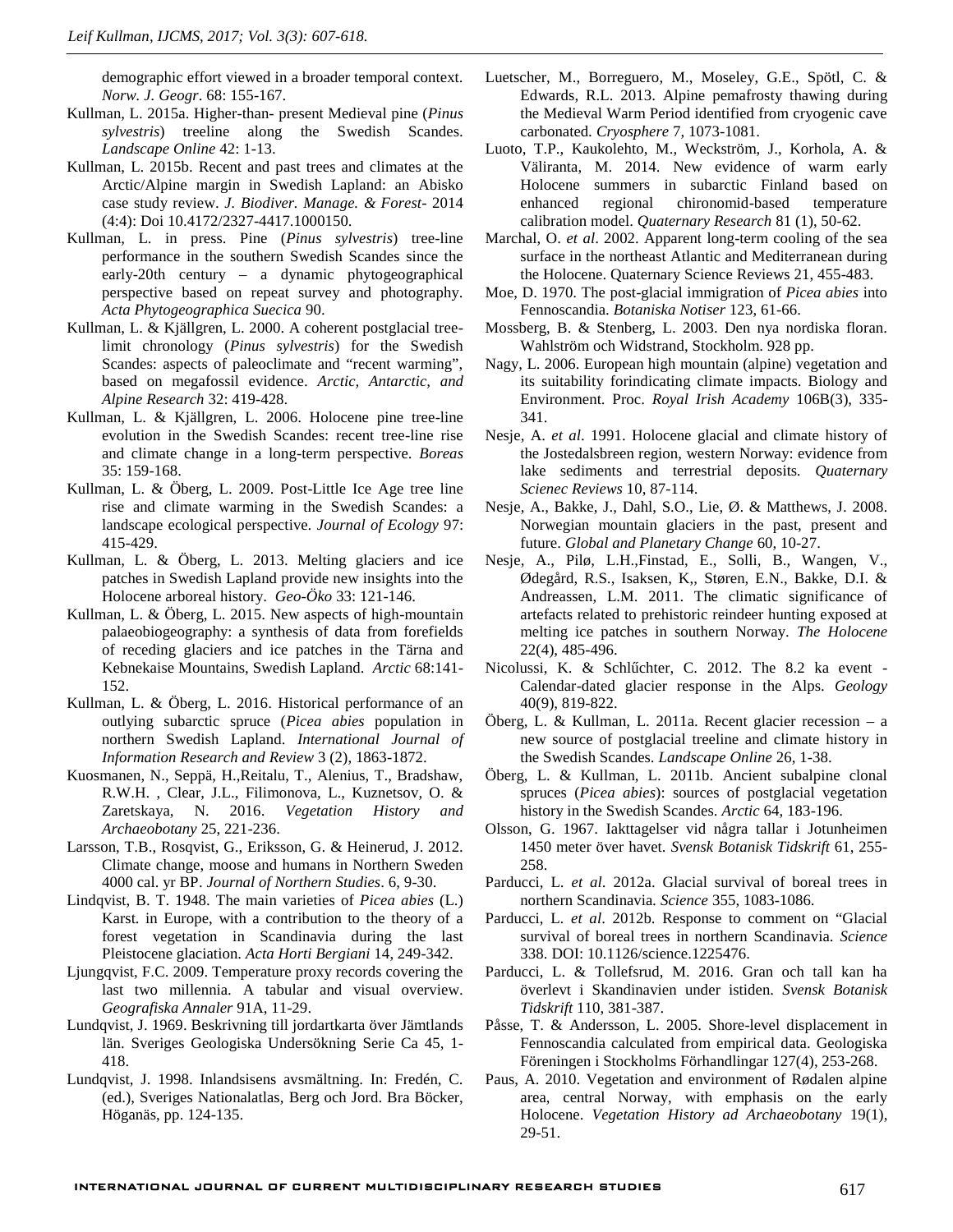demographic effort viewed in a broader temporal context. *Norw. J. Geogr*. 68: 155-167.

Kullman, L. 2015a. Higher-than- present Medieval pine (*Pinus sylvestris*) treeline along the Swedish Scandes. *Landscape Online* 42: 1-13.

Kullman, L. 2015b. Recent and past trees and climates at the Arctic/Alpine margin in Swedish Lapland: an Abisko case study review. *J. Biodiver. Manage. & Forest*- 2014 (4:4): Doi 10.4172/2327-4417.1000150.

Kullman, L. in press. Pine (*Pinus sylvestris*) tree-line performance in the southern Swedish Scandes since the early-20th century – a dynamic phytogeographical perspective based on repeat survey and photography. *Acta Phytogeographica Suecica* 90.

Kullman, L. & Kjällgren, L. 2000. A coherent postglacial tree-limit chronology (*Pinus sylvestris*) for the Swedish Scandes: aspects of paleoclimate and "recent warming", based on megafossil evidence. *Arctic, Antarctic, and Alpine Research* 32: 419-428.

Kullman, L. & Kjällgren, L. 2006. Holocene pine tree-line evolution in the Swedish Scandes: recent tree-line rise and climate change in a long-term perspective. *Boreas* 35: 159-168.

Kullman, L. & Öberg, L. 2009. Post-Little Ice Age tree line rise and climate warming in the Swedish Scandes: a landscape ecological perspective. *Journal of Ecology* 97: 415-429.

Kullman, L. & Öberg, L. 2013. Melting glaciers and ice patches in Swedish Lapland provide new insights into the Holocene arboreal history. *Geo-Öko* 33: 121-146.

Kullman, L. & Öberg, L. 2015. New aspects of high-mountain palaeobiogeography: a synthesis of data from forefields of receding glaciers and ice patches in the Tärna and Kebnekaise Mountains, Swedish Lapland. *Arctic* 68:141-152.

Kullman, L. & Öberg, L. 2016. Historical performance of an outlying subarctic spruce (*Picea abies* population in northern Swedish Lapland. *International Journal of Information Research and Review* 3 (2), 1863-1872.

Kuosmanen, N., Seppä, H.,Reitalu, T., Alenius, T., Bradshaw, R.W.H. , Clear, J.L., Filimonova, L., Kuznetsov, O. & Zaretskaya, N. 2016. *Vegetation History and Archaeobotany* 25, 221-236.

Larsson, T.B., Rosqvist, G., Eriksson, G. & Heinerud, J. 2012. Climate change, moose and humans in Northern Sweden 4000 cal. yr BP. *Journal of Northern Studies*. 6, 9-30.

Lindqvist, B. T. 1948. The main varieties of *Picea abies* (L.) Karst. in Europe, with a contribution to the theory of a forest vegetation in Scandinavia during the last Pleistocene glaciation. *Acta Horti Bergiani* 14, 249-342.

Ljungqvist, F.C. 2009. Temperature proxy records covering the last two millennia. A tabular and visual overview. *Geografiska Annaler* 91A, 11-29.

Lundqvist, J. 1969. Beskrivning till jordartkarta över Jämtlands län. Sveriges Geologiska Undersökning Serie Ca 45, 1-418.

Lundqvist, J. 1998. Inlandsisens avsmältning. In: Fredén, C. (ed.), Sveriges Nationalatlas, Berg och Jord. Bra Böcker, Höganäs, pp. 124-135.

Luetscher, M., Borreguero, M., Moseley, G.E., Spötl, C. & Edwards, R.L. 2013. Alpine pemafrosty thawing during the Medieval Warm Period identified from cryogenic cave carbonated. *Cryosphere* 7, 1073-1081.

Luoto, T.P., Kaukolehto, M., Weckström, J., Korhola, A. & Väliranta, M. 2014. New evidence of warm early Holocene summers in subarctic Finland based on enhanced regional chironomid-based temperature calibration model. *Quaternary Research* 81 (1), 50-62.

Marchal, O. *et al*. 2002. Apparent long-term cooling of the sea surface in the northeast Atlantic and Mediterranean during the Holocene. Quaternary Science Reviews 21, 455-483.

Moe, D. 1970. The post-glacial immigration of *Picea abies* into Fennoscandia. *Botaniska Notiser* 123, 61-66.

Mossberg, B. & Stenberg, L. 2003. Den nya nordiska floran. Wahlström och Widstrand, Stockholm. 928 pp.

Nagy, L. 2006. European high mountain (alpine) vegetation and its suitability forindicating climate impacts. Biology and Environment. Proc. *Royal Irish Academy* 106B(3), 335-341.

Nesje, A. *et al*. 1991. Holocene glacial and climate history of the Jostedalsbreen region, western Norway: evidence from lake sediments and terrestrial deposits. *Quaternary Scienec Reviews* 10, 87-114.

Nesje, A., Bakke, J., Dahl, S.O., Lie, Ø. & Matthews, J. 2008. Norwegian mountain glaciers in the past, present and future. *Global and Planetary Change* 60, 10-27.

Nesje, A., Pilø, L.H.,Finstad, E., Solli, B., Wangen, V., Ødegård, R.S., Isaksen, K,, Støren, E.N., Bakke, D.I. & Andreassen, L.M. 2011. The climatic significance of artefacts related to prehistoric reindeer hunting exposed at melting ice patches in southern Norway. *The Holocene* 22(4), 485-496.

Nicolussi, K. & Schlűchter, C. 2012. The 8.2 ka event - Calendar-dated glacier response in the Alps. *Geology* 40(9), 819-822.

Öberg, L. & Kullman, L. 2011a. Recent glacier recession – a new source of postglacial treeline and climate history in the Swedish Scandes. *Landscape Online* 26, 1-38.

Öberg, L. & Kullman, L. 2011b. Ancient subalpine clonal spruces (*Picea abies*): sources of postglacial vegetation history in the Swedish Scandes. *Arctic* 64, 183-196.

Olsson, G. 1967. Iakttagelser vid några tallar i Jotunheimen 1450 meter över havet. *Svensk Botanisk Tidskrift* 61, 255-258.

Parducci, L. *et al*. 2012a. Glacial survival of boreal trees in northern Scandinavia. *Science* 355, 1083-1086.

Parducci, L. *et al*. 2012b. Response to comment on "Glacial survival of boreal trees in northern Scandinavia. *Science* 338. DOI: 10.1126/science.1225476.

Parducci, L. & Tollefsrud, M. 2016. Gran och tall kan ha överlevt i Skandinavien under istiden. *Svensk Botanisk Tidskrift* 110, 381-387.

Påsse, T. & Andersson, L. 2005. Shore-level displacement in Fennoscandia calculated from empirical data. Geologiska Föreningen i Stockholms Förhandlingar 127(4), 253-268.

Paus, A. 2010. Vegetation and environment of Rødalen alpine area, central Norway, with emphasis on the early Holocene. *Vegetation History ad Archaeobotany* 19(1), 29-51.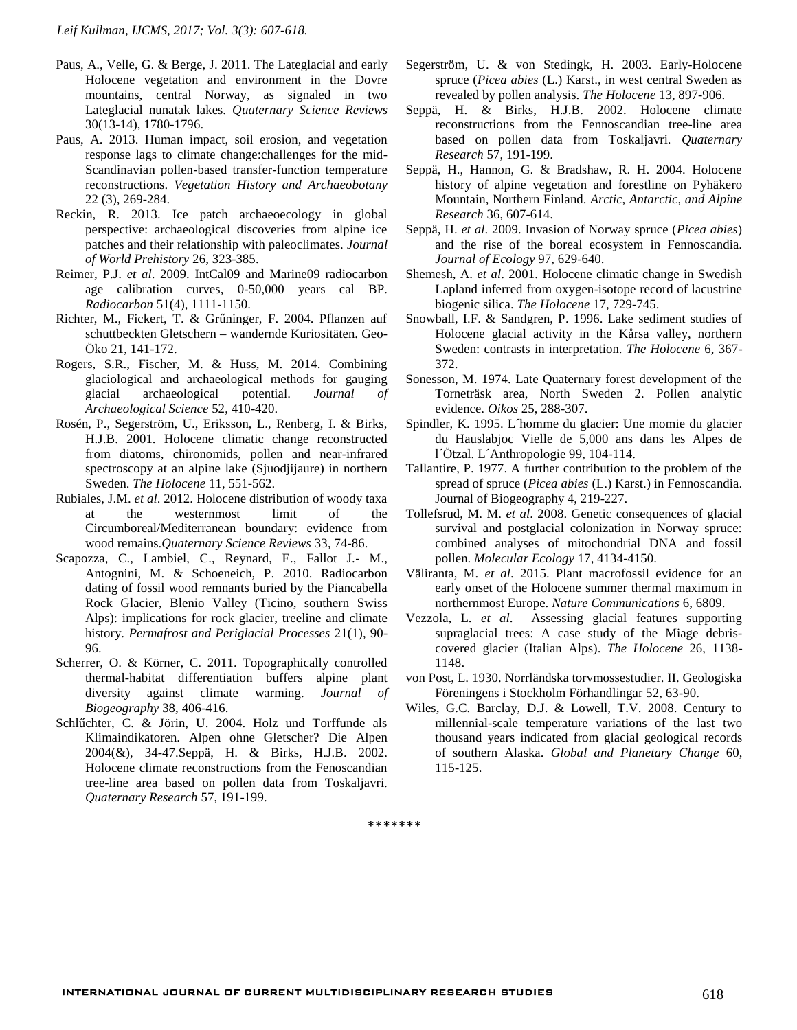Paus, A., Velle, G. & Berge, J. 2011. The Lateglacial and early Holocene vegetation and environment in the Dovre mountains, central Norway, as signaled in two Lateglacial nunatak lakes. *Quaternary Science Reviews* 30(13-14), 1780-1796.

Paus, A. 2013. Human impact, soil erosion, and vegetation response lags to climate change:challenges for the mid-Scandinavian pollen-based transfer-function temperature reconstructions. *Vegetation History and Archaeobotany* 22 (3), 269-284.

Reckin, R. 2013. Ice patch archaeoecology in global perspective: archaeological discoveries from alpine ice patches and their relationship with paleoclimates. *Journal of World Prehistory* 26, 323-385.

Reimer, P.J. *et al*. 2009. IntCal09 and Marine09 radiocarbon age calibration curves, 0-50,000 years cal BP. *Radiocarbon* 51(4), 1111-1150.

Richter, M., Fickert, T. & Grűninger, F. 2004. Pflanzen auf schuttbeckten Gletschern – wandernde Kuriositäten. Geo-Öko 21, 141-172.

Rogers, S.R., Fischer, M. & Huss, M. 2014. Combining glaciological and archaeological methods for gauging glacial archaeological potential. *Journal of Archaeological Science* 52, 410-420.

Rosén, P., Segerström, U., Eriksson, L., Renberg, I. & Birks, H.J.B. 2001. Holocene climatic change reconstructed from diatoms, chironomids, pollen and near-infrared spectroscopy at an alpine lake (Sjuodjijaure) in northern Sweden. *The Holocene* 11, 551-562.

Rubiales, J.M. *et al*. 2012. Holocene distribution of woody taxa at the westernmost limit of the Circumboreal/Mediterranean boundary: evidence from wood remains.*Quaternary Science Reviews* 33, 74-86.

Scapozza, C., Lambiel, C., Reynard, E., Fallot J.- M., Antognini, M. & Schoeneich, P. 2010. Radiocarbon dating of fossil wood remnants buried by the Piancabella Rock Glacier, Blenio Valley (Ticino, southern Swiss Alps): implications for rock glacier, treeline and climate history. *Permafrost and Periglacial Processes* 21(1), 90-96.

Scherrer, O. & Körner, C. 2011. Topographically controlled thermal-habitat differentiation buffers alpine plant diversity against climate warming. *Journal of Biogeography* 38, 406-416.

Schlűchter, C. & Jörin, U. 2004. Holz und Torffunde als Klimaindikatoren. Alpen ohne Gletscher? Die Alpen 2004(&), 34-47.Seppä, H. & Birks, H.J.B. 2002. Holocene climate reconstructions from the Fenoscandian tree-line area based on pollen data from Toskaljavri. *Quaternary Research* 57, 191-199.

Segerström, U. & von Stedingk, H. 2003. Early-Holocene spruce (*Picea abies* (L.) Karst., in west central Sweden as revealed by pollen analysis. *The Holocene* 13, 897-906.

Seppä, H. & Birks, H.J.B. 2002. Holocene climate reconstructions from the Fennoscandian tree-line area based on pollen data from Toskaljavri. *Quaternary Research* 57, 191-199.

Seppä, H., Hannon, G. & Bradshaw, R. H. 2004. Holocene history of alpine vegetation and forestline on Pyhäkero Mountain, Northern Finland. *Arctic, Antarctic, and Alpine Research* 36, 607-614.

Seppä, H. *et al*. 2009. Invasion of Norway spruce (*Picea abies*) and the rise of the boreal ecosystem in Fennoscandia. *Journal of Ecology* 97, 629-640.

Shemesh, A. *et al*. 2001. Holocene climatic change in Swedish Lapland inferred from oxygen-isotope record of lacustrine biogenic silica. *The Holocene* 17, 729-745.

Snowball, I.F. & Sandgren, P. 1996. Lake sediment studies of Holocene glacial activity in the Kårsa valley, northern Sweden: contrasts in interpretation. *The Holocene* 6, 367-372.

Sonesson, M. 1974. Late Quaternary forest development of the Torneträsk area, North Sweden 2. Pollen analytic evidence. *Oikos* 25, 288-307.

Spindler, K. 1995. L´homme du glacier: Une momie du glacier du Hauslabjoc Vielle de 5,000 ans dans les Alpes de l´Ötzal. L´Anthropologie 99, 104-114.

Tallantire, P. 1977. A further contribution to the problem of the spread of spruce (*Picea abies* (L.) Karst.) in Fennoscandia. Journal of Biogeography 4, 219-227.

Tollefsrud, M. M. *et al*. 2008. Genetic consequences of glacial survival and postglacial colonization in Norway spruce: combined analyses of mitochondrial DNA and fossil pollen. *Molecular Ecology* 17, 4134-4150.

Väliranta, M. *et al*. 2015. Plant macrofossil evidence for an early onset of the Holocene summer thermal maximum in northernmost Europe. *Nature Communications* 6, 6809.

Vezzola, L. *et al*. Assessing glacial features supporting supraglacial trees: A case study of the Miage debris-covered glacier (Italian Alps). *The Holocene* 26, 1138-1148.

von Post, L. 1930. Norrländska torvmossestudier. II. Geologiska Föreningens i Stockholm Förhandlingar 52, 63-90.

Wiles, G.C. Barclay, D.J. & Lowell, T.V. 2008. Century to millennial-scale temperature variations of the last two thousand years indicated from glacial geological records of southern Alaska. *Global and Planetary Change* 60, 115-125.

*******